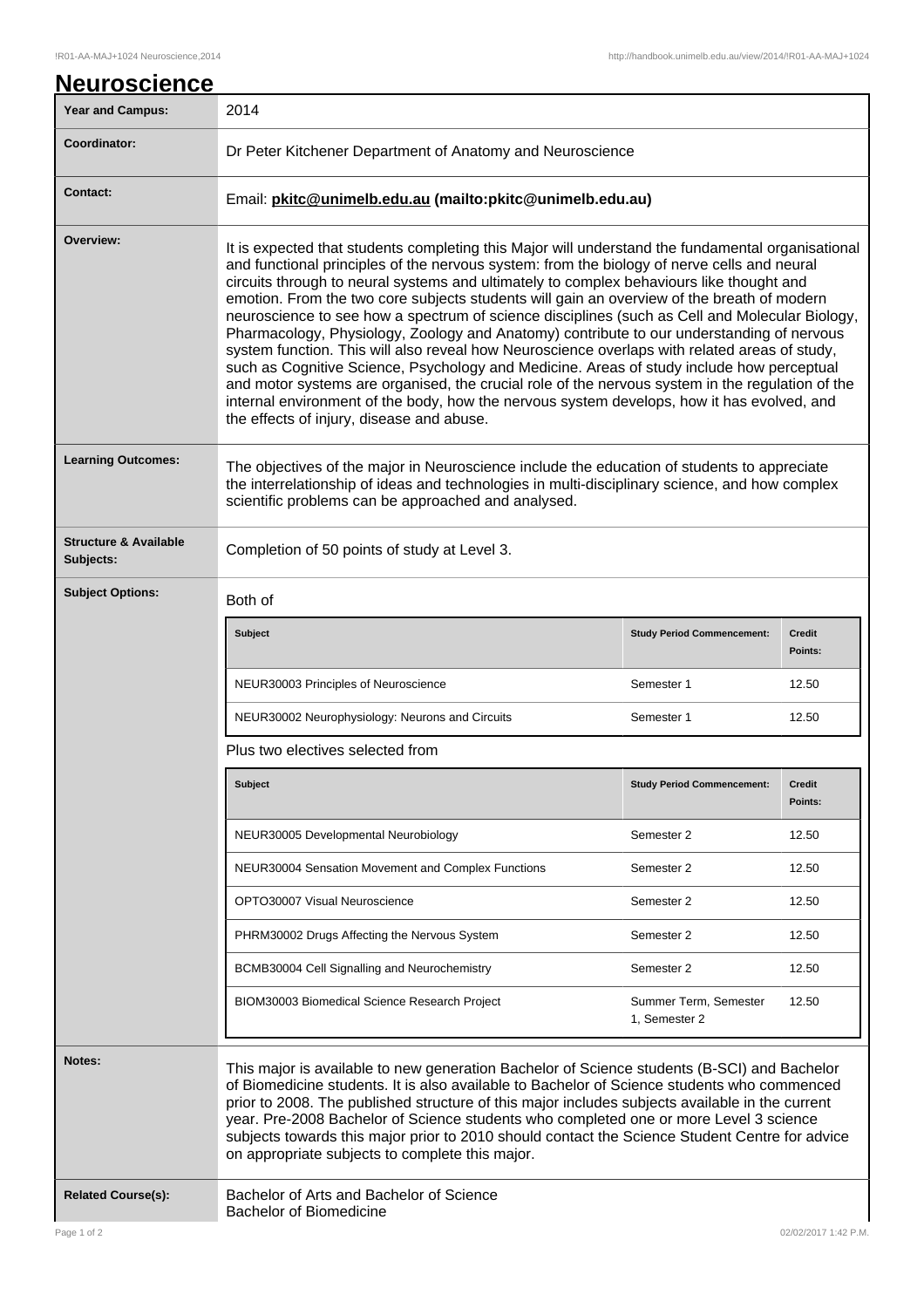# Neuroscience

| Year and Campus: | 2014 |
|---|---|
| Coordinator: | Dr Peter Kitchener Department of Anatomy and Neuroscience |
| Contact: | Email: **pkitc@unimelb.edu.au (mailto:pkitc@unimelb.edu.au)** |
| Overview: | It is expected that students completing this Major will understand the fundamental organisational and functional principles of the nervous system: from the biology of nerve cells and neural circuits through to neural systems and ultimately to complex behaviours like thought and emotion. From the two core subjects students will gain an overview of the breath of modern neuroscience to see how a spectrum of science disciplines (such as Cell and Molecular Biology, Pharmacology, Physiology, Zoology and Anatomy) contribute to our understanding of nervous system function. This will also reveal how Neuroscience overlaps with related areas of study, such as Cognitive Science, Psychology and Medicine. Areas of study include how perceptual and motor systems are organised, the crucial role of the nervous system in the regulation of the internal environment of the body, how the nervous system develops, how it has evolved, and the effects of injury, disease and abuse. |
| Learning Outcomes: | The objectives of the major in Neuroscience include the education of students to appreciate the interrelationship of ideas and technologies in multi-disciplinary science, and how complex scientific problems can be approached and analysed. |
| Structure & Available Subjects: | Completion of 50 points of study at Level 3. |

**Subject Options:**

Both of

| Subject | Study Period Commencement: | Credit Points: |
|---|---|---|
| NEUR30003 Principles of Neuroscience | Semester 1 | 12.50 |
| NEUR30002 Neurophysiology: Neurons and Circuits | Semester 1 | 12.50 |

Plus two electives selected from

| Subject | Study Period Commencement: | Credit Points: |
|---|---|---|
| NEUR30005 Developmental Neurobiology | Semester 2 | 12.50 |
| NEUR30004 Sensation Movement and Complex Functions | Semester 2 | 12.50 |
| OPTO30007 Visual Neuroscience | Semester 2 | 12.50 |
| PHRM30002 Drugs Affecting the Nervous System | Semester 2 | 12.50 |
| BCMB30004 Cell Signalling and Neurochemistry | Semester 2 | 12.50 |
| BIOM30003 Biomedical Science Research Project | Summer Term, Semester 1, Semester 2 | 12.50 |

| Notes: | This major is available to new generation Bachelor of Science students (B-SCI) and Bachelor of Biomedicine students. It is also available to Bachelor of Science students who commenced prior to 2008. The published structure of this major includes subjects available in the current year. Pre-2008 Bachelor of Science students who completed one or more Level 3 science subjects towards this major prior to 2010 should contact the Science Student Centre for advice on appropriate subjects to complete this major. |
|---|---|
| Related Course(s): | Bachelor of Arts and Bachelor of Science<br>Bachelor of Biomedicine |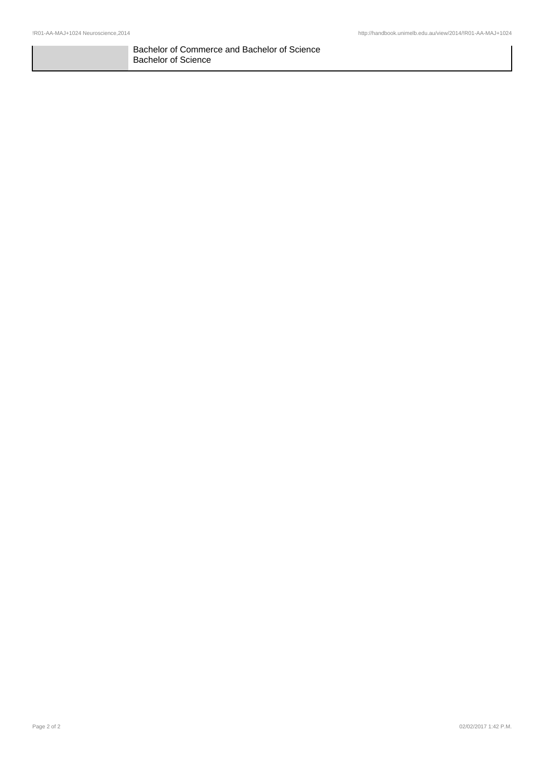| | |
|---|---|
| | Bachelor of Commerce and Bachelor of Science<br>Bachelor of Science |